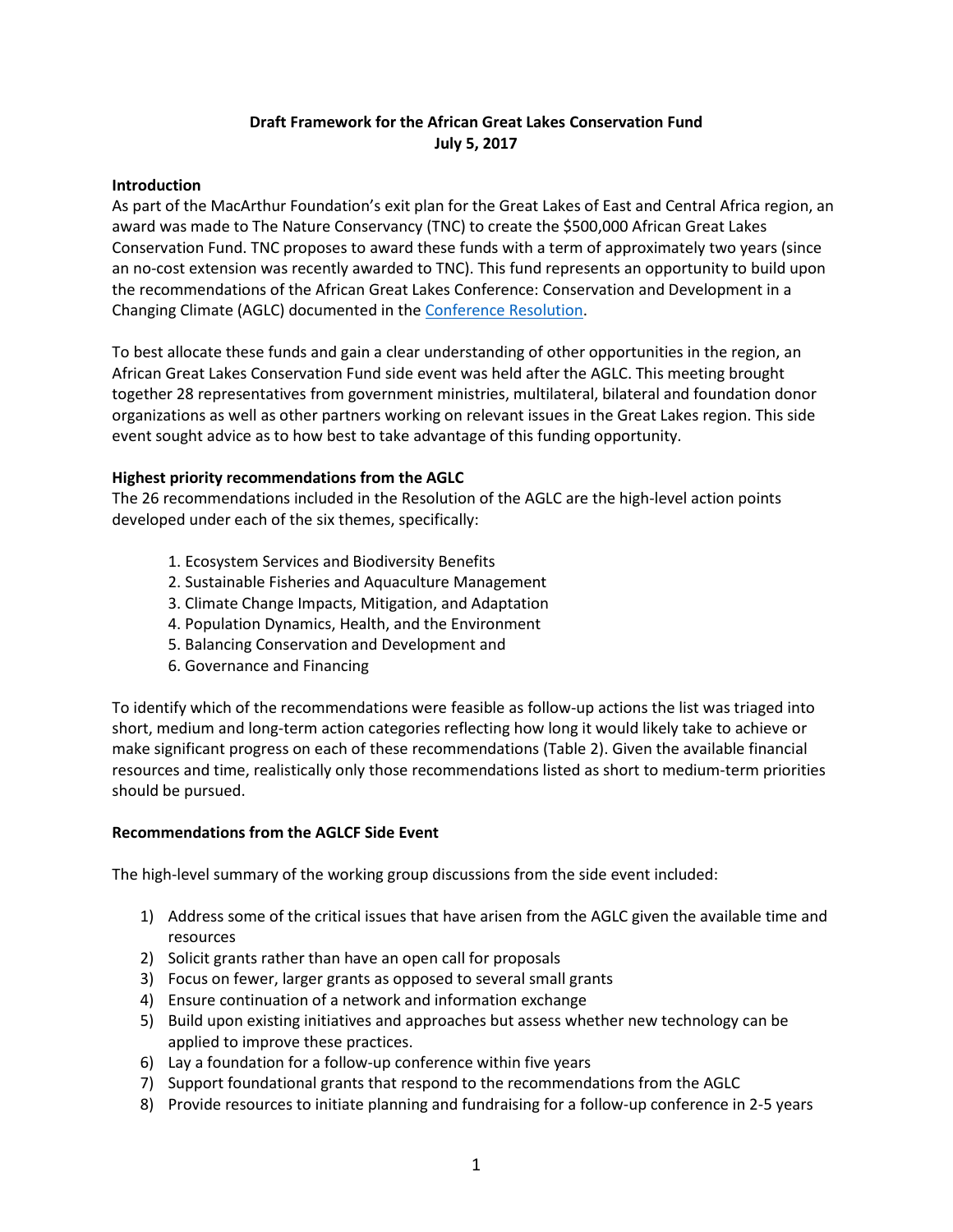**Draft Framework for the African Great Lakes Conservation Fund**
**July 5, 2017**

## Introduction

As part of the MacArthur Foundation's exit plan for the Great Lakes of East and Central Africa region, an award was made to The Nature Conservancy (TNC) to create the $500,000 African Great Lakes Conservation Fund. TNC proposes to award these funds with a term of approximately two years (since an no-cost extension was recently awarded to TNC). This fund represents an opportunity to build upon the recommendations of the African Great Lakes Conference: Conservation and Development in a Changing Climate (AGLC) documented in the Conference Resolution.

To best allocate these funds and gain a clear understanding of other opportunities in the region, an African Great Lakes Conservation Fund side event was held after the AGLC. This meeting brought together 28 representatives from government ministries, multilateral, bilateral and foundation donor organizations as well as other partners working on relevant issues in the Great Lakes region. This side event sought advice as to how best to take advantage of this funding opportunity.

## Highest priority recommendations from the AGLC

The 26 recommendations included in the Resolution of the AGLC are the high-level action points developed under each of the six themes, specifically:

1. Ecosystem Services and Biodiversity Benefits
2. Sustainable Fisheries and Aquaculture Management
3. Climate Change Impacts, Mitigation, and Adaptation
4. Population Dynamics, Health, and the Environment
5. Balancing Conservation and Development and
6. Governance and Financing

To identify which of the recommendations were feasible as follow-up actions the list was triaged into short, medium and long-term action categories reflecting how long it would likely take to achieve or make significant progress on each of these recommendations (Table 2). Given the available financial resources and time, realistically only those recommendations listed as short to medium-term priorities should be pursued.

## Recommendations from the AGLCF Side Event

The high-level summary of the working group discussions from the side event included:

1) Address some of the critical issues that have arisen from the AGLC given the available time and resources
2) Solicit grants rather than have an open call for proposals
3) Focus on fewer, larger grants as opposed to several small grants
4) Ensure continuation of a network and information exchange
5) Build upon existing initiatives and approaches but assess whether new technology can be applied to improve these practices.
6) Lay a foundation for a follow-up conference within five years
7) Support foundational grants that respond to the recommendations from the AGLC
8) Provide resources to initiate planning and fundraising for a follow-up conference in 2-5 years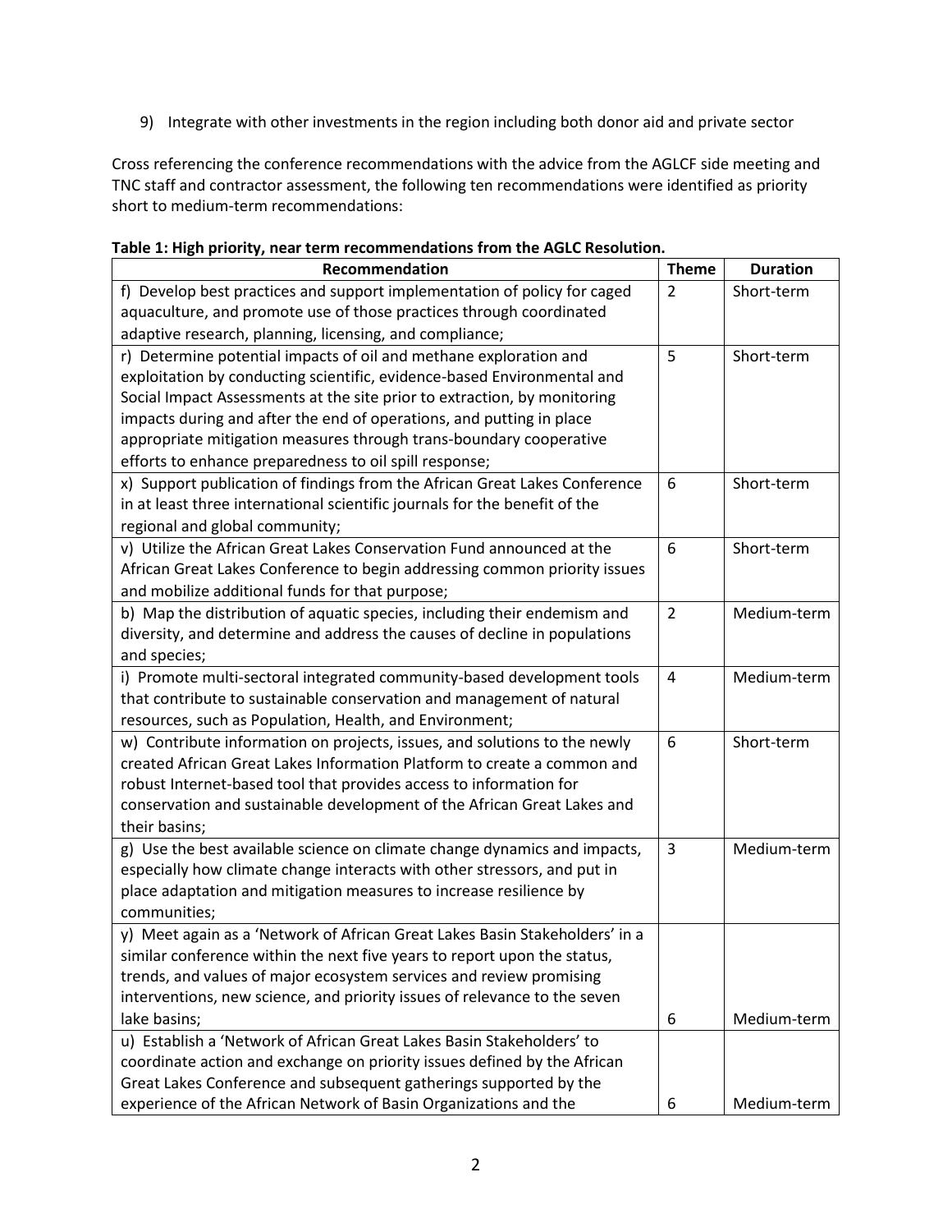9) Integrate with other investments in the region including both donor aid and private sector

Cross referencing the conference recommendations with the advice from the AGLCF side meeting and TNC staff and contractor assessment, the following ten recommendations were identified as priority short to medium-term recommendations:

**Table 1: High priority, near term recommendations from the AGLC Resolution.**

| Recommendation | Theme | Duration |
|---|---|---|
| f) Develop best practices and support implementation of policy for caged aquaculture, and promote use of those practices through coordinated adaptive research, planning, licensing, and compliance; | 2 | Short-term |
| r) Determine potential impacts of oil and methane exploration and exploitation by conducting scientific, evidence-based Environmental and Social Impact Assessments at the site prior to extraction, by monitoring impacts during and after the end of operations, and putting in place appropriate mitigation measures through trans-boundary cooperative efforts to enhance preparedness to oil spill response; | 5 | Short-term |
| x) Support publication of findings from the African Great Lakes Conference in at least three international scientific journals for the benefit of the regional and global community; | 6 | Short-term |
| v) Utilize the African Great Lakes Conservation Fund announced at the African Great Lakes Conference to begin addressing common priority issues and mobilize additional funds for that purpose; | 6 | Short-term |
| b) Map the distribution of aquatic species, including their endemism and diversity, and determine and address the causes of decline in populations and species; | 2 | Medium-term |
| i) Promote multi-sectoral integrated community-based development tools that contribute to sustainable conservation and management of natural resources, such as Population, Health, and Environment; | 4 | Medium-term |
| w) Contribute information on projects, issues, and solutions to the newly created African Great Lakes Information Platform to create a common and robust Internet-based tool that provides access to information for conservation and sustainable development of the African Great Lakes and their basins; | 6 | Short-term |
| g) Use the best available science on climate change dynamics and impacts, especially how climate change interacts with other stressors, and put in place adaptation and mitigation measures to increase resilience by communities; | 3 | Medium-term |
| y) Meet again as a 'Network of African Great Lakes Basin Stakeholders' in a similar conference within the next five years to report upon the status, trends, and values of major ecosystem services and review promising interventions, new science, and priority issues of relevance to the seven lake basins; | 6 | Medium-term |
| u) Establish a 'Network of African Great Lakes Basin Stakeholders' to coordinate action and exchange on priority issues defined by the African Great Lakes Conference and subsequent gatherings supported by the experience of the African Network of Basin Organizations and the | 6 | Medium-term |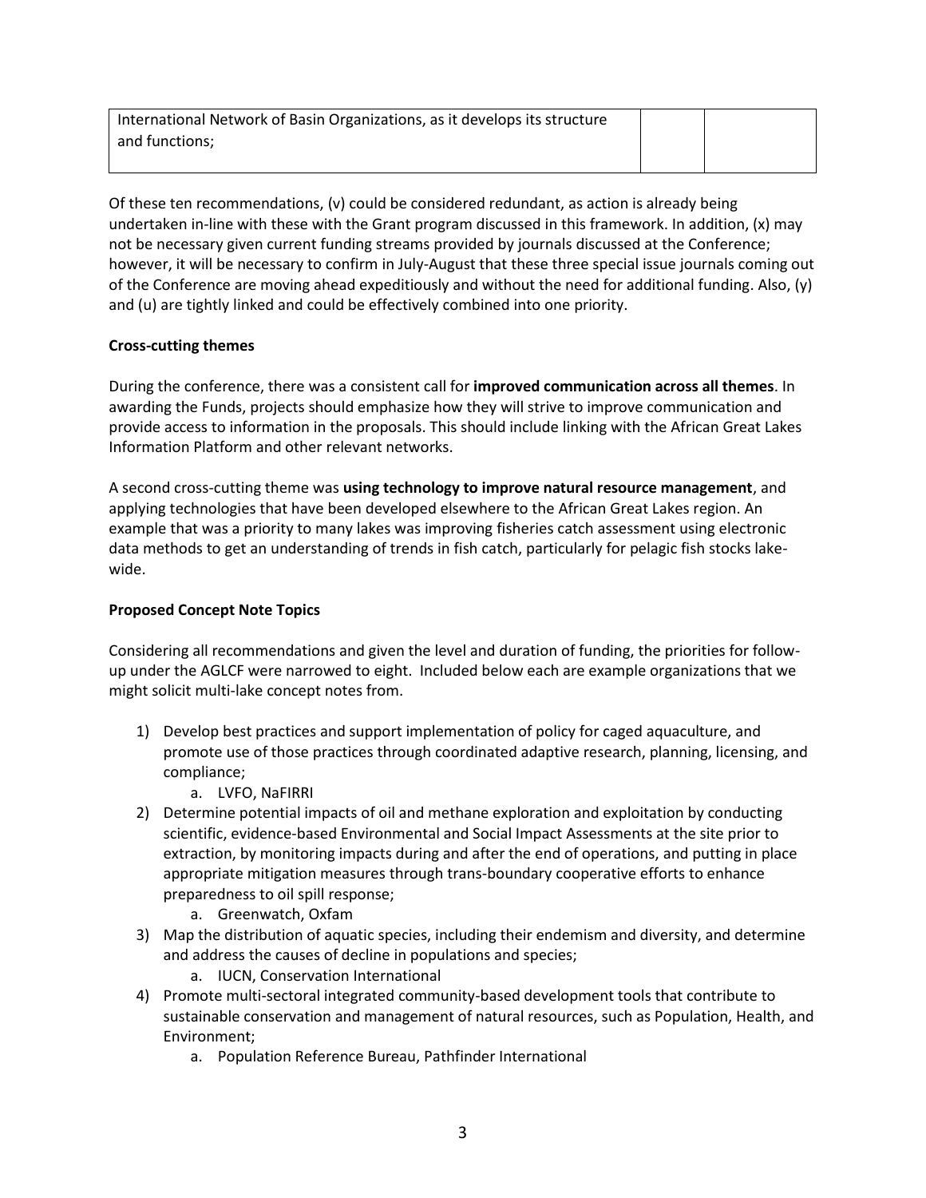| International Network of Basin Organizations, as it develops its structure and functions; | | |
|---|---|---|

Of these ten recommendations, (v) could be considered redundant, as action is already being undertaken in-line with these with the Grant program discussed in this framework. In addition, (x) may not be necessary given current funding streams provided by journals discussed at the Conference; however, it will be necessary to confirm in July-August that these three special issue journals coming out of the Conference are moving ahead expeditiously and without the need for additional funding. Also, (y) and (u) are tightly linked and could be effectively combined into one priority.

**Cross-cutting themes**

During the conference, there was a consistent call for **improved communication across all themes**. In awarding the Funds, projects should emphasize how they will strive to improve communication and provide access to information in the proposals. This should include linking with the African Great Lakes Information Platform and other relevant networks.

A second cross-cutting theme was **using technology to improve natural resource management**, and applying technologies that have been developed elsewhere to the African Great Lakes region. An example that was a priority to many lakes was improving fisheries catch assessment using electronic data methods to get an understanding of trends in fish catch, particularly for pelagic fish stocks lake-wide.

**Proposed Concept Note Topics**

Considering all recommendations and given the level and duration of funding, the priorities for follow-up under the AGLCF were narrowed to eight. Included below each are example organizations that we might solicit multi-lake concept notes from.

1) Develop best practices and support implementation of policy for caged aquaculture, and promote use of those practices through coordinated adaptive research, planning, licensing, and compliance;
    a. LVFO, NaFIRRI
2) Determine potential impacts of oil and methane exploration and exploitation by conducting scientific, evidence-based Environmental and Social Impact Assessments at the site prior to extraction, by monitoring impacts during and after the end of operations, and putting in place appropriate mitigation measures through trans-boundary cooperative efforts to enhance preparedness to oil spill response;
    a. Greenwatch, Oxfam
3) Map the distribution of aquatic species, including their endemism and diversity, and determine and address the causes of decline in populations and species;
    a. IUCN, Conservation International
4) Promote multi-sectoral integrated community-based development tools that contribute to sustainable conservation and management of natural resources, such as Population, Health, and Environment;
    a. Population Reference Bureau, Pathfinder International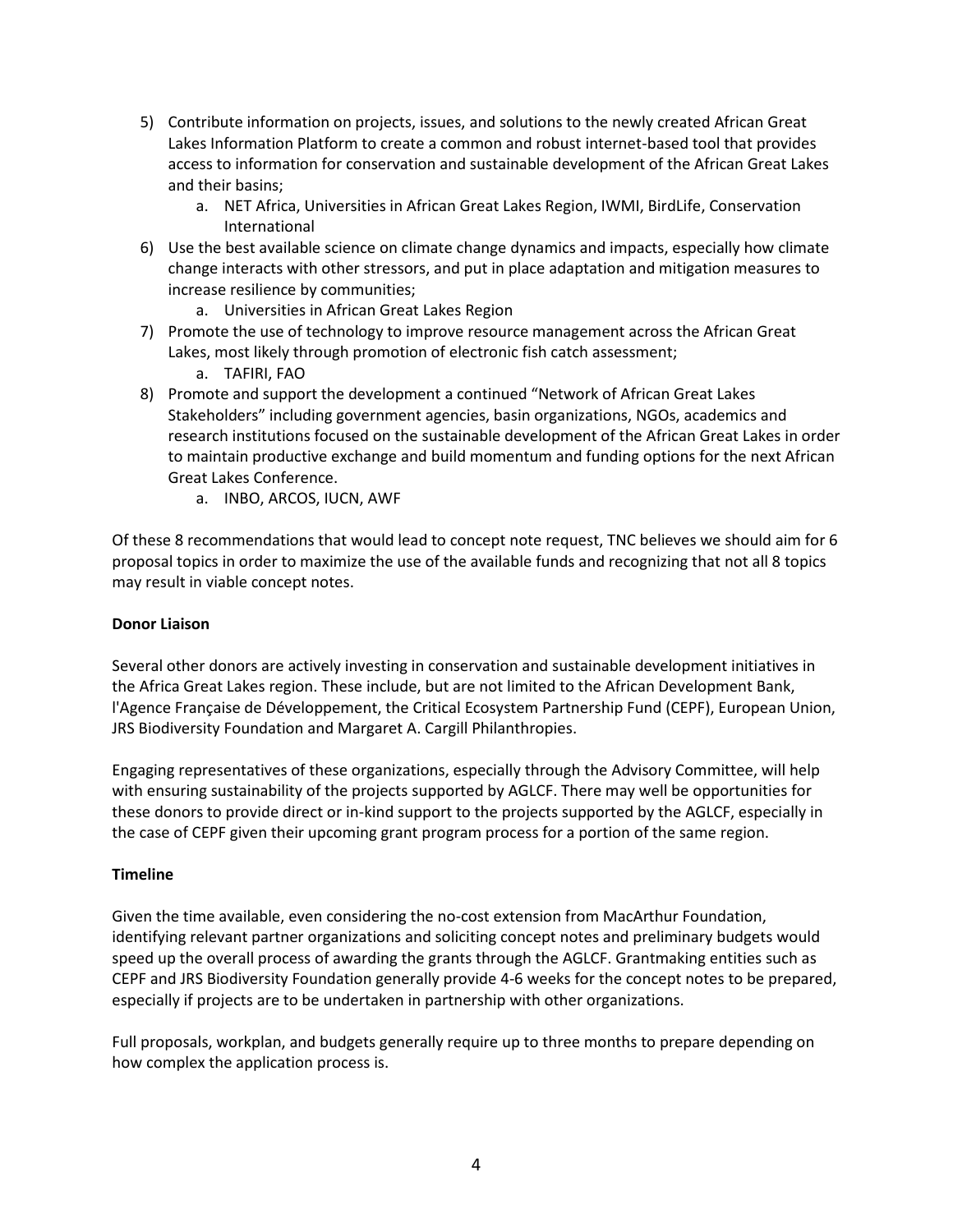5) Contribute information on projects, issues, and solutions to the newly created African Great Lakes Information Platform to create a common and robust internet-based tool that provides access to information for conservation and sustainable development of the African Great Lakes and their basins;
    a. NET Africa, Universities in African Great Lakes Region, IWMI, BirdLife, Conservation International
6) Use the best available science on climate change dynamics and impacts, especially how climate change interacts with other stressors, and put in place adaptation and mitigation measures to increase resilience by communities;
    a. Universities in African Great Lakes Region
7) Promote the use of technology to improve resource management across the African Great Lakes, most likely through promotion of electronic fish catch assessment;
    a. TAFIRI, FAO
8) Promote and support the development a continued "Network of African Great Lakes Stakeholders" including government agencies, basin organizations, NGOs, academics and research institutions focused on the sustainable development of the African Great Lakes in order to maintain productive exchange and build momentum and funding options for the next African Great Lakes Conference.
    a. INBO, ARCOS, IUCN, AWF

Of these 8 recommendations that would lead to concept note request, TNC believes we should aim for 6 proposal topics in order to maximize the use of the available funds and recognizing that not all 8 topics may result in viable concept notes.

**Donor Liaison**

Several other donors are actively investing in conservation and sustainable development initiatives in the Africa Great Lakes region. These include, but are not limited to the African Development Bank, l'Agence Française de Développement, the Critical Ecosystem Partnership Fund (CEPF), European Union, JRS Biodiversity Foundation and Margaret A. Cargill Philanthropies.

Engaging representatives of these organizations, especially through the Advisory Committee, will help with ensuring sustainability of the projects supported by AGLCF. There may well be opportunities for these donors to provide direct or in-kind support to the projects supported by the AGLCF, especially in the case of CEPF given their upcoming grant program process for a portion of the same region.

**Timeline**

Given the time available, even considering the no-cost extension from MacArthur Foundation, identifying relevant partner organizations and soliciting concept notes and preliminary budgets would speed up the overall process of awarding the grants through the AGLCF. Grantmaking entities such as CEPF and JRS Biodiversity Foundation generally provide 4-6 weeks for the concept notes to be prepared, especially if projects are to be undertaken in partnership with other organizations.

Full proposals, workplan, and budgets generally require up to three months to prepare depending on how complex the application process is.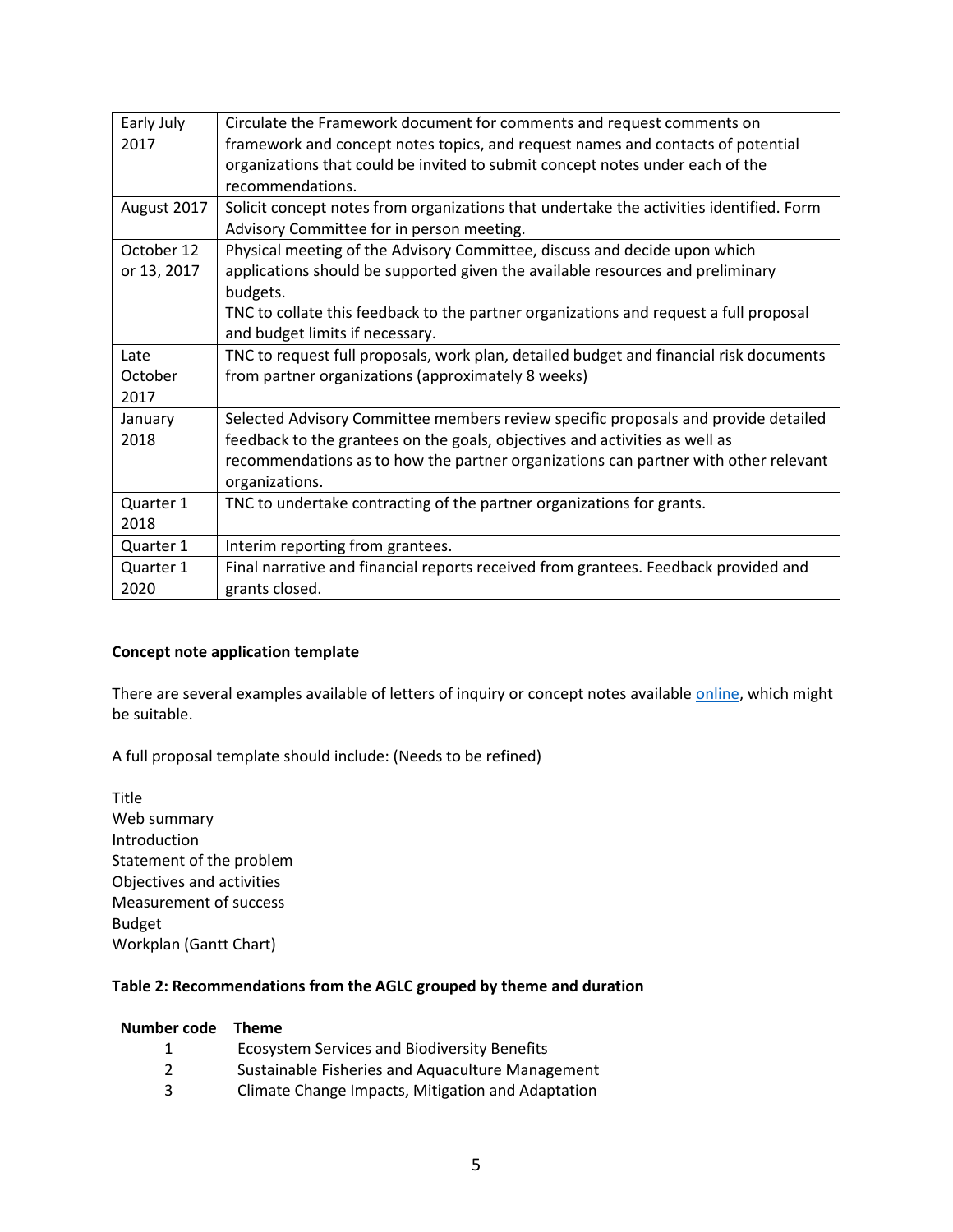| | |
|---|---|
| Early July 2017 | Circulate the Framework document for comments and request comments on framework and concept notes topics, and request names and contacts of potential organizations that could be invited to submit concept notes under each of the recommendations. |
| August 2017 | Solicit concept notes from organizations that undertake the activities identified. Form Advisory Committee for in person meeting. |
| October 12 or 13, 2017 | Physical meeting of the Advisory Committee, discuss and decide upon which applications should be supported given the available resources and preliminary budgets.<br>TNC to collate this feedback to the partner organizations and request a full proposal and budget limits if necessary. |
| Late October 2017 | TNC to request full proposals, work plan, detailed budget and financial risk documents from partner organizations (approximately 8 weeks) |
| January 2018 | Selected Advisory Committee members review specific proposals and provide detailed feedback to the grantees on the goals, objectives and activities as well as recommendations as to how the partner organizations can partner with other relevant organizations. |
| Quarter 1 2018 | TNC to undertake contracting of the partner organizations for grants. |
| Quarter 1 | Interim reporting from grantees. |
| Quarter 1 2020 | Final narrative and financial reports received from grantees. Feedback provided and grants closed. |

**Concept note application template**

There are several examples available of letters of inquiry or concept notes available online, which might be suitable.

A full proposal template should include: (Needs to be refined)

Title
Web summary
Introduction
Statement of the problem
Objectives and activities
Measurement of success
Budget
Workplan (Gantt Chart)

**Table 2: Recommendations from the AGLC grouped by theme and duration**

| Number code | Theme |
|---|---|
| 1 | Ecosystem Services and Biodiversity Benefits |
| 2 | Sustainable Fisheries and Aquaculture Management |
| 3 | Climate Change Impacts, Mitigation and Adaptation |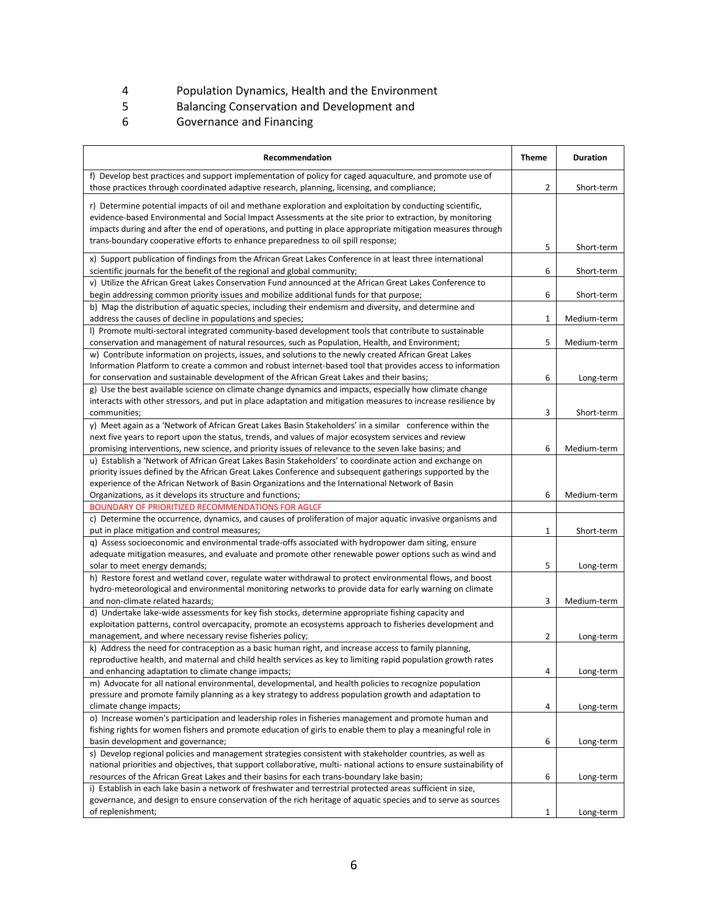4 Population Dynamics, Health and the Environment
5 Balancing Conservation and Development and
6 Governance and Financing

| Recommendation | Theme | Duration |
|---|---|---|
| f) Develop best practices and support implementation of policy for caged aquaculture, and promote use of those practices through coordinated adaptive research, planning, licensing, and compliance; | 2 | Short-term |
| r) Determine potential impacts of oil and methane exploration and exploitation by conducting scientific, evidence-based Environmental and Social Impact Assessments at the site prior to extraction, by monitoring impacts during and after the end of operations, and putting in place appropriate mitigation measures through trans-boundary cooperative efforts to enhance preparedness to oil spill response; | 5 | Short-term |
| x) Support publication of findings from the African Great Lakes Conference in at least three international scientific journals for the benefit of the regional and global community; | 6 | Short-term |
| v) Utilize the African Great Lakes Conservation Fund announced at the African Great Lakes Conference to begin addressing common priority issues and mobilize additional funds for that purpose; | 6 | Short-term |
| b) Map the distribution of aquatic species, including their endemism and diversity, and determine and address the causes of decline in populations and species; | 1 | Medium-term |
| l) Promote multi-sectoral integrated community-based development tools that contribute to sustainable conservation and management of natural resources, such as Population, Health, and Environment; | 5 | Medium-term |
| w) Contribute information on projects, issues, and solutions to the newly created African Great Lakes Information Platform to create a common and robust internet-based tool that provides access to information for conservation and sustainable development of the African Great Lakes and their basins; | 6 | Long-term |
| g) Use the best available science on climate change dynamics and impacts, especially how climate change interacts with other stressors, and put in place adaptation and mitigation measures to increase resilience by communities; | 3 | Short-term |
| y) Meet again as a 'Network of African Great Lakes Basin Stakeholders' in a similar conference within the next five years to report upon the status, trends, and values of major ecosystem services and review promising interventions, new science, and priority issues of relevance to the seven lake basins; and | 6 | Medium-term |
| u) Establish a 'Network of African Great Lakes Basin Stakeholders' to coordinate action and exchange on priority issues defined by the African Great Lakes Conference and subsequent gatherings supported by the experience of the African Network of Basin Organizations and the International Network of Basin Organizations, as it develops its structure and functions; | 6 | Medium-term |
| BOUNDARY OF PRIORITIZED RECOMMENDATIONS FOR AGLCF | | |
| c) Determine the occurrence, dynamics, and causes of proliferation of major aquatic invasive organisms and put in place mitigation and control measures; | 1 | Short-term |
| q) Assess socioeconomic and environmental trade-offs associated with hydropower dam siting, ensure adequate mitigation measures, and evaluate and promote other renewable power options such as wind and solar to meet energy demands; | 5 | Long-term |
| h) Restore forest and wetland cover, regulate water withdrawal to protect environmental flows, and boost hydro-meteorological and environmental monitoring networks to provide data for early warning on climate and non-climate related hazards; | 3 | Medium-term |
| d) Undertake lake-wide assessments for key fish stocks, determine appropriate fishing capacity and exploitation patterns, control overcapacity, promote an ecosystems approach to fisheries development and management, and where necessary revise fisheries policy; | 2 | Long-term |
| k) Address the need for contraception as a basic human right, and increase access to family planning, reproductive health, and maternal and child health services as key to limiting rapid population growth rates and enhancing adaptation to climate change impacts; | 4 | Long-term |
| m) Advocate for all national environmental, developmental, and health policies to recognize population pressure and promote family planning as a key strategy to address population growth and adaptation to climate change impacts; | 4 | Long-term |
| o) Increase women's participation and leadership roles in fisheries management and promote human and fishing rights for women fishers and promote education of girls to enable them to play a meaningful role in basin development and governance; | 6 | Long-term |
| s) Develop regional policies and management strategies consistent with stakeholder countries, as well as national priorities and objectives, that support collaborative, multi- national actions to ensure sustainability of resources of the African Great Lakes and their basins for each trans-boundary lake basin; | 6 | Long-term |
| i) Establish in each lake basin a network of freshwater and terrestrial protected areas sufficient in size, governance, and design to ensure conservation of the rich heritage of aquatic species and to serve as sources of replenishment; | 1 | Long-term |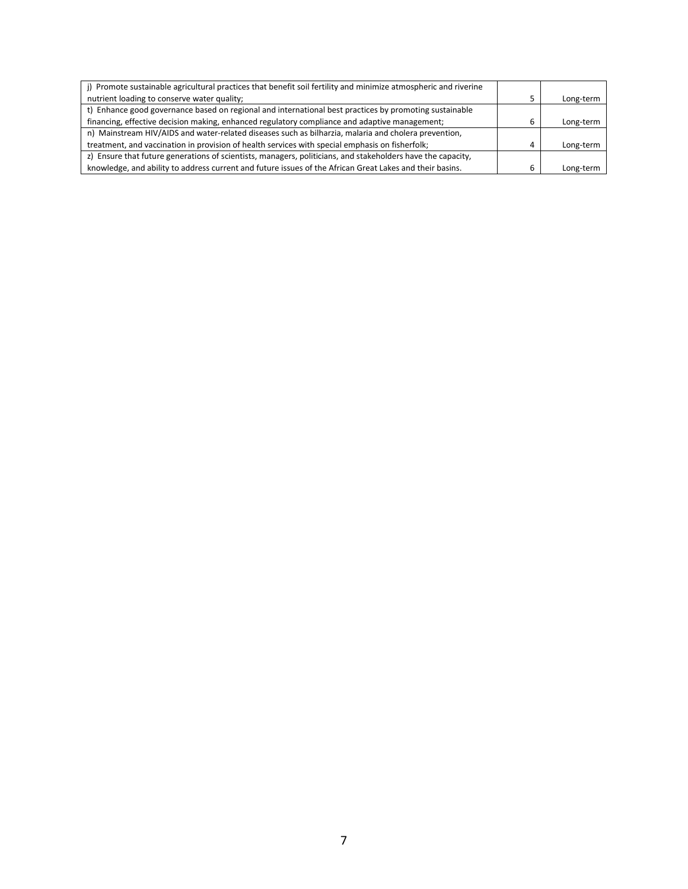| | | |
|---|---|---|
| j) Promote sustainable agricultural practices that benefit soil fertility and minimize atmospheric and riverine nutrient loading to conserve water quality; | 5 | Long-term |
| t) Enhance good governance based on regional and international best practices by promoting sustainable financing, effective decision making, enhanced regulatory compliance and adaptive management; | 6 | Long-term |
| n) Mainstream HIV/AIDS and water-related diseases such as bilharzia, malaria and cholera prevention, treatment, and vaccination in provision of health services with special emphasis on fisherfolk; | 4 | Long-term |
| z) Ensure that future generations of scientists, managers, politicians, and stakeholders have the capacity, knowledge, and ability to address current and future issues of the African Great Lakes and their basins. | 6 | Long-term |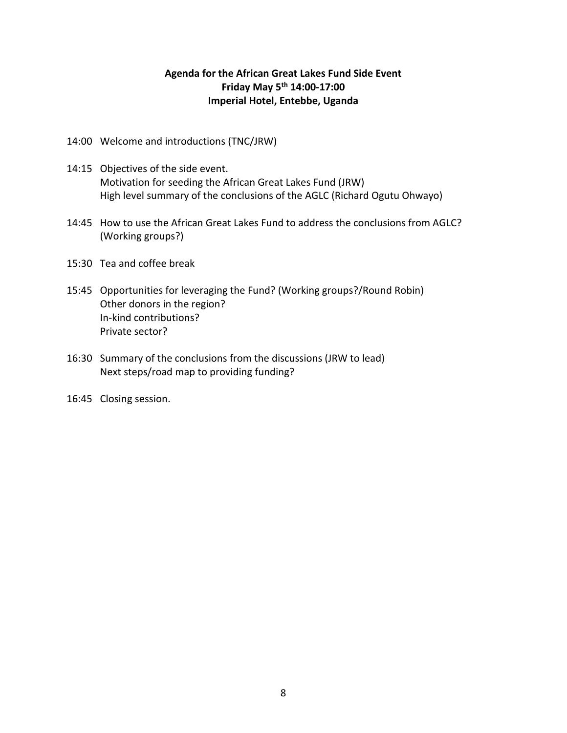**Agenda for the African Great Lakes Fund Side Event**
**Friday May 5th 14:00-17:00**
**Imperial Hotel, Entebbe, Uganda**

14:00 Welcome and introductions (TNC/JRW)

14:15 Objectives of the side event.
Motivation for seeding the African Great Lakes Fund (JRW)
High level summary of the conclusions of the AGLC (Richard Ogutu Ohwayo)

14:45 How to use the African Great Lakes Fund to address the conclusions from AGLC? (Working groups?)

15:30 Tea and coffee break

15:45 Opportunities for leveraging the Fund? (Working groups?/Round Robin)
Other donors in the region?
In-kind contributions?
Private sector?

16:30 Summary of the conclusions from the discussions (JRW to lead)
Next steps/road map to providing funding?

16:45 Closing session.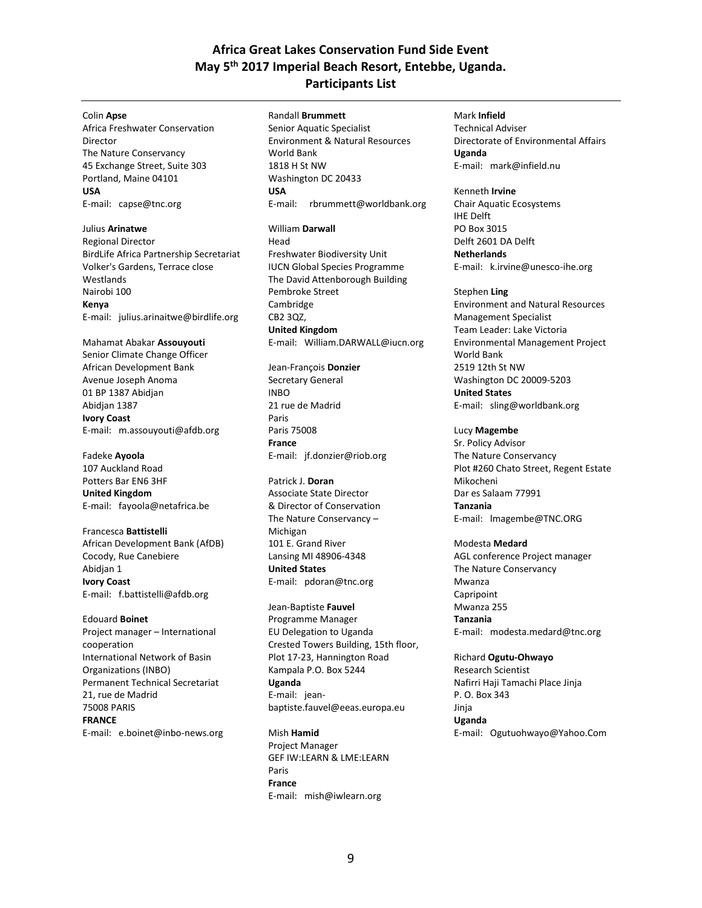# Africa Great Lakes Conservation Fund Side Event
## May 5th 2017 Imperial Beach Resort, Entebbe, Uganda.
## Participants List

---

Colin **Apse**
Africa Freshwater Conservation Director
The Nature Conservancy
45 Exchange Street, Suite 303
Portland, Maine 04101
**USA**
E-mail: capse@tnc.org

Julius **Arinatwe**
Regional Director
BirdLife Africa Partnership Secretariat
Volker's Gardens, Terrace close
Westlands
Nairobi 100
**Kenya**
E-mail: julius.arinaitwe@birdlife.org

Mahamat Abakar **Assouyouti**
Senior Climate Change Officer
African Development Bank
Avenue Joseph Anoma
01 BP 1387 Abidjan
Abidjan 1387
**Ivory Coast**
E-mail: m.assouyouti@afdb.org

Fadeke **Ayoola**
107 Auckland Road
Potters Bar EN6 3HF
**United Kingdom**
E-mail: fayoola@netafrica.be

Francesca **Battistelli**
African Development Bank (AfDB)
Cocody, Rue Canebiere
Abidjan 1
**Ivory Coast**
E-mail: f.battistelli@afdb.org

Edouard **Boinet**
Project manager – International cooperation
International Network of Basin Organizations (INBO)
Permanent Technical Secretariat
21, rue de Madrid
75008 PARIS
**FRANCE**
E-mail: e.boinet@inbo-news.org

Randall **Brummett**
Senior Aquatic Specialist
Environment & Natural Resources
World Bank
1818 H St NW
Washington DC 20433
**USA**
E-mail: rbrummett@worldbank.org

William **Darwall**
Head
Freshwater Biodiversity Unit
IUCN Global Species Programme
The David Attenborough Building
Pembroke Street
Cambridge
CB2 3QZ,
**United Kingdom**
E-mail: William.DARWALL@iucn.org

Jean-François **Donzier**
Secretary General
INBO
21 rue de Madrid
Paris
Paris 75008
**France**
E-mail: jf.donzier@riob.org

Patrick J. **Doran**
Associate State Director
& Director of Conservation
The Nature Conservancy – Michigan
101 E. Grand River
Lansing MI 48906-4348
**United States**
E-mail: pdoran@tnc.org

Jean-Baptiste **Fauvel**
Programme Manager
EU Delegation to Uganda
Crested Towers Building, 15th floor,
Plot 17-23, Hannington Road
Kampala P.O. Box 5244
**Uganda**
E-mail: jean-baptiste.fauvel@eeas.europa.eu

Mish **Hamid**
Project Manager
GEF IW:LEARN & LME:LEARN
Paris
**France**
E-mail: mish@iwlearn.org

Mark **Infield**
Technical Adviser
Directorate of Environmental Affairs
**Uganda**
E-mail: mark@infield.nu

Kenneth **Irvine**
Chair Aquatic Ecosystems
IHE Delft
PO Box 3015
Delft 2601 DA Delft
**Netherlands**
E-mail: k.irvine@unesco-ihe.org

Stephen **Ling**
Environment and Natural Resources Management Specialist
Team Leader: Lake Victoria Environmental Management Project
World Bank
2519 12th St NW
Washington DC 20009-5203
**United States**
E-mail: sling@worldbank.org

Lucy **Magembe**
Sr. Policy Advisor
The Nature Conservancy
Plot #260 Chato Street, Regent Estate
Mikocheni
Dar es Salaam 77991
**Tanzania**
E-mail: lmagembe@TNC.ORG

Modesta **Medard**
AGL conference Project manager
The Nature Conservancy
Mwanza
Capripoint
Mwanza 255
**Tanzania**
E-mail: modesta.medard@tnc.org

Richard **Ogutu-Ohwayo**
Research Scientist
Nafirri Haji Tamachi Place Jinja
P. O. Box 343
Jinja
**Uganda**
E-mail: Ogutuohwayo@Yahoo.Com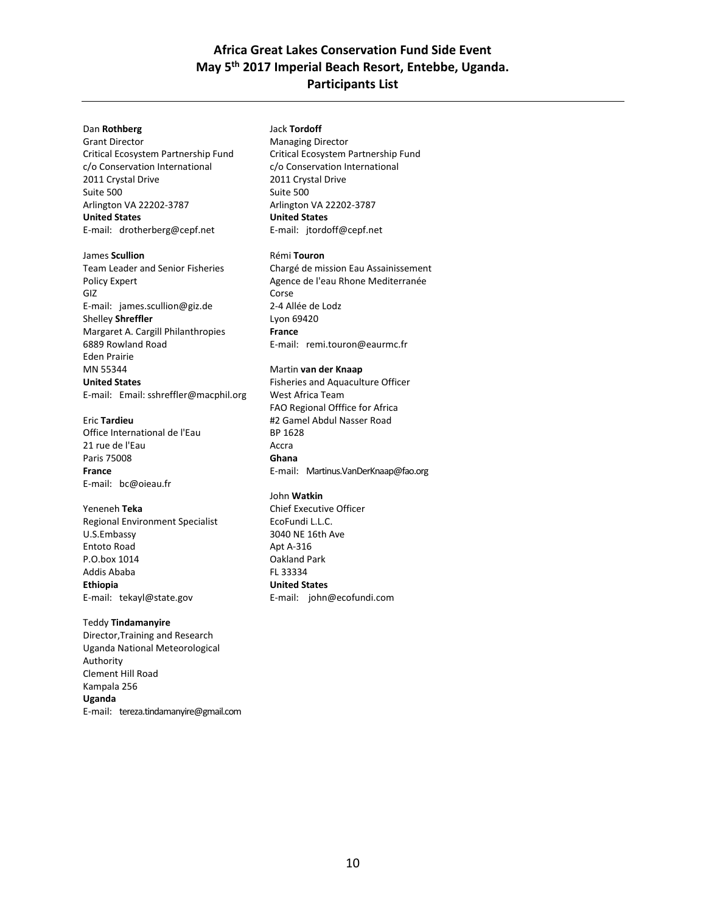# Africa Great Lakes Conservation Fund Side Event
# May 5th 2017 Imperial Beach Resort, Entebbe, Uganda.
# Participants List

Dan **Rothberg**
Grant Director
Critical Ecosystem Partnership Fund
c/o Conservation International
2011 Crystal Drive
Suite 500
Arlington VA 22202-3787
**United States**
E-mail: drotherberg@cepf.net

James **Scullion**
Team Leader and Senior Fisheries Policy Expert
GIZ
E-mail: james.scullion@giz.de

Shelley **Shreffler**
Margaret A. Cargill Philanthropies
6889 Rowland Road
Eden Prairie
MN 55344
**United States**
E-mail: Email: sshreffler@macphil.org

Eric **Tardieu**
Office International de l'Eau
21 rue de l'Eau
Paris 75008
**France**
E-mail: bc@oieau.fr

Yeneneh **Teka**
Regional Environment Specialist
U.S.Embassy
Entoto Road
P.O.box 1014
Addis Ababa
**Ethiopia**
E-mail: tekayl@state.gov

Teddy **Tindamanyire**
Director,Training and Research
Uganda National Meteorological Authority
Clement Hill Road
Kampala 256
**Uganda**
E-mail: tereza.tindamanyire@gmail.com

Jack **Tordoff**
Managing Director
Critical Ecosystem Partnership Fund
c/o Conservation International
2011 Crystal Drive
Suite 500
Arlington VA 22202-3787
**United States**
E-mail: jtordoff@cepf.net

Rémi **Touron**
Chargé de mission Eau Assainissement
Agence de l'eau Rhone Mediterranée
Corse
2-4 Allée de Lodz
Lyon 69420
**France**
E-mail: remi.touron@eaurmc.fr

Martin **van der Knaap**
Fisheries and Aquaculture Officer
West Africa Team
FAO Regional Offfice for Africa
#2 Gamel Abdul Nasser Road
BP 1628
Accra
**Ghana**
E-mail: Martinus.VanDerKnaap@fao.org

John **Watkin**
Chief Executive Officer
EcoFundi L.L.C.
3040 NE 16th Ave
Apt A-316
Oakland Park
FL 33334
**United States**
E-mail: john@ecofundi.com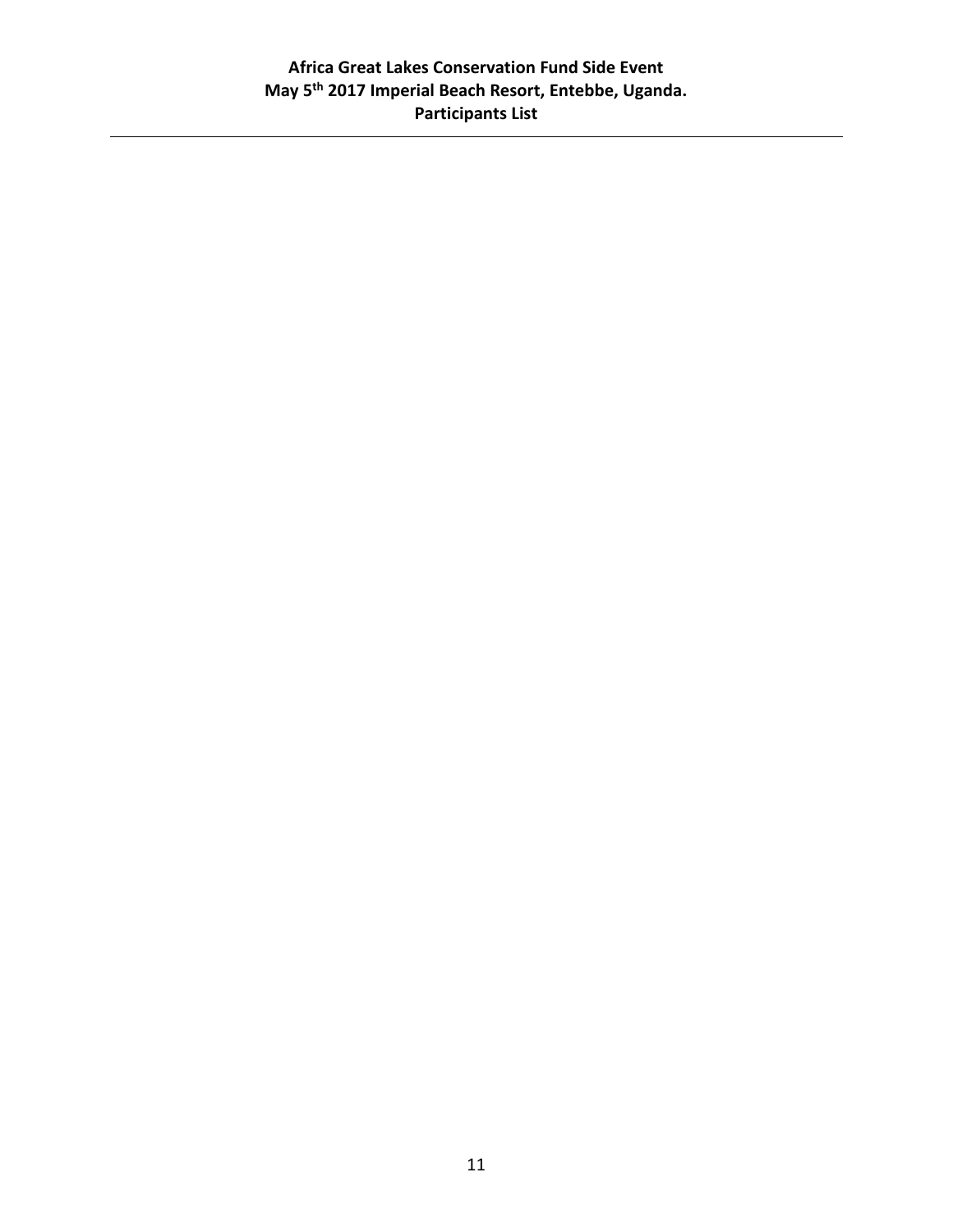**Africa Great Lakes Conservation Fund Side Event**
**May 5th 2017 Imperial Beach Resort, Entebbe, Uganda.**
**Participants List**

---